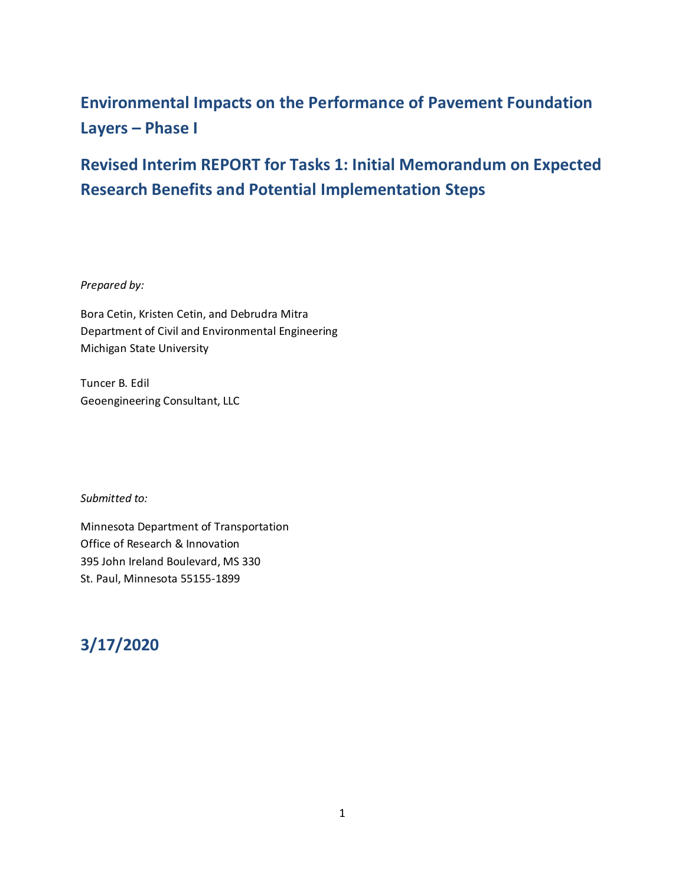# Environmental Impacts on the Performance of Pavement Foundation Layers – Phase I

## Revised Interim REPORT for Tasks 1: Initial Memorandum on Expected Research Benefits and Potential Implementation Steps

*Prepared by:*

Bora Cetin, Kristen Cetin, and Debrudra Mitra
Department of Civil and Environmental Engineering
Michigan State University

Tuncer B. Edil
Geoengineering Consultant, LLC

*Submitted to:*

Minnesota Department of Transportation
Office of Research & Innovation
395 John Ireland Boulevard, MS 330
St. Paul, Minnesota 55155-1899

## 3/17/2020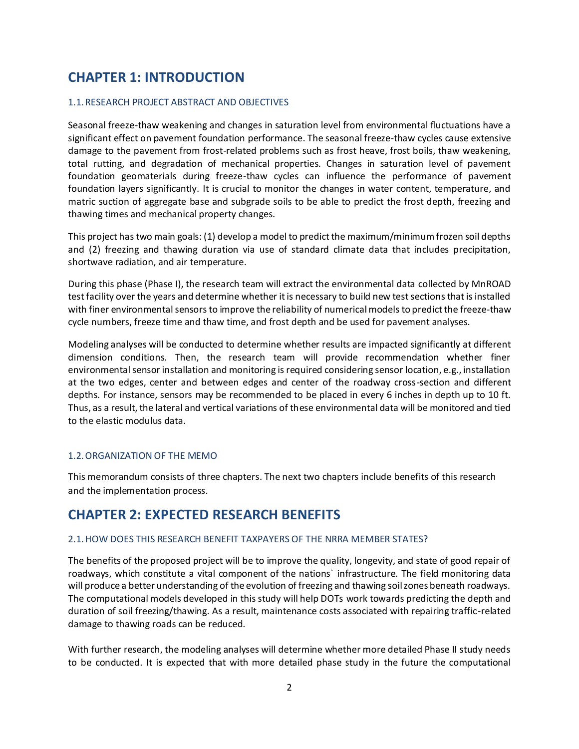# CHAPTER 1: INTRODUCTION

## 1.1. RESEARCH PROJECT ABSTRACT AND OBJECTIVES

Seasonal freeze-thaw weakening and changes in saturation level from environmental fluctuations have a significant effect on pavement foundation performance. The seasonal freeze-thaw cycles cause extensive damage to the pavement from frost-related problems such as frost heave, frost boils, thaw weakening, total rutting, and degradation of mechanical properties. Changes in saturation level of pavement foundation geomaterials during freeze-thaw cycles can influence the performance of pavement foundation layers significantly. It is crucial to monitor the changes in water content, temperature, and matric suction of aggregate base and subgrade soils to be able to predict the frost depth, freezing and thawing times and mechanical property changes.

This project has two main goals: (1) develop a model to predict the maximum/minimum frozen soil depths and (2) freezing and thawing duration via use of standard climate data that includes precipitation, shortwave radiation, and air temperature.

During this phase (Phase I), the research team will extract the environmental data collected by MnROAD test facility over the years and determine whether it is necessary to build new test sections that is installed with finer environmental sensors to improve the reliability of numerical models to predict the freeze-thaw cycle numbers, freeze time and thaw time, and frost depth and be used for pavement analyses.

Modeling analyses will be conducted to determine whether results are impacted significantly at different dimension conditions. Then, the research team will provide recommendation whether finer environmental sensor installation and monitoring is required considering sensor location, e.g., installation at the two edges, center and between edges and center of the roadway cross-section and different depths. For instance, sensors may be recommended to be placed in every 6 inches in depth up to 10 ft. Thus, as a result, the lateral and vertical variations of these environmental data will be monitored and tied to the elastic modulus data.

## 1.2. ORGANIZATION OF THE MEMO

This memorandum consists of three chapters. The next two chapters include benefits of this research and the implementation process.

# CHAPTER 2: EXPECTED RESEARCH BENEFITS

## 2.1. HOW DOES THIS RESEARCH BENEFIT TAXPAYERS OF THE NRRA MEMBER STATES?

The benefits of the proposed project will be to improve the quality, longevity, and state of good repair of roadways, which constitute a vital component of the nations` infrastructure. The field monitoring data will produce a better understanding of the evolution of freezing and thawing soil zones beneath roadways. The computational models developed in this study will help DOTs work towards predicting the depth and duration of soil freezing/thawing. As a result, maintenance costs associated with repairing traffic-related damage to thawing roads can be reduced.

With further research, the modeling analyses will determine whether more detailed Phase II study needs to be conducted. It is expected that with more detailed phase study in the future the computational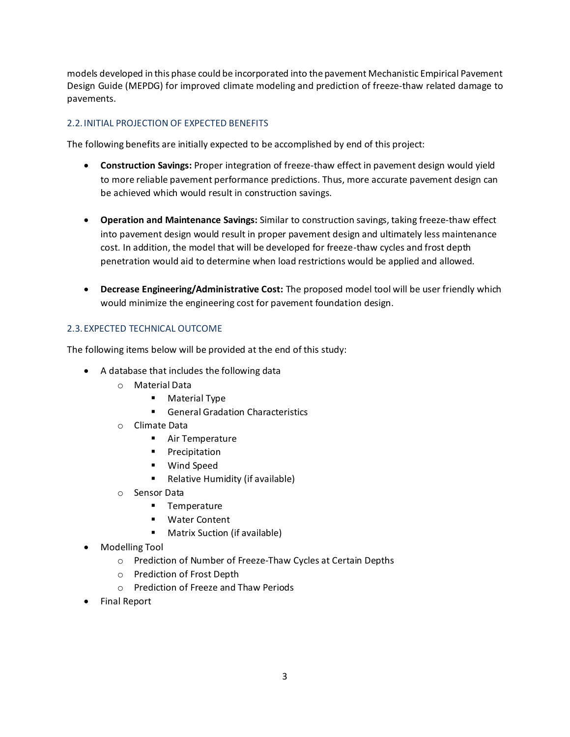models developed in this phase could be incorporated into the pavement Mechanistic Empirical Pavement Design Guide (MEPDG) for improved climate modeling and prediction of freeze-thaw related damage to pavements.

## 2.2. INITIAL PROJECTION OF EXPECTED BENEFITS

The following benefits are initially expected to be accomplished by end of this project:

- **Construction Savings:** Proper integration of freeze-thaw effect in pavement design would yield to more reliable pavement performance predictions. Thus, more accurate pavement design can be achieved which would result in construction savings.

- **Operation and Maintenance Savings:** Similar to construction savings, taking freeze-thaw effect into pavement design would result in proper pavement design and ultimately less maintenance cost. In addition, the model that will be developed for freeze-thaw cycles and frost depth penetration would aid to determine when load restrictions would be applied and allowed.

- **Decrease Engineering/Administrative Cost:** The proposed model tool will be user friendly which would minimize the engineering cost for pavement foundation design.

## 2.3. EXPECTED TECHNICAL OUTCOME

The following items below will be provided at the end of this study:

- A database that includes the following data
  - Material Data
    - Material Type
    - General Gradation Characteristics
  - Climate Data
    - Air Temperature
    - Precipitation
    - Wind Speed
    - Relative Humidity (if available)
  - Sensor Data
    - Temperature
    - Water Content
    - Matrix Suction (if available)
- Modelling Tool
  - Prediction of Number of Freeze-Thaw Cycles at Certain Depths
  - Prediction of Frost Depth
  - Prediction of Freeze and Thaw Periods
- Final Report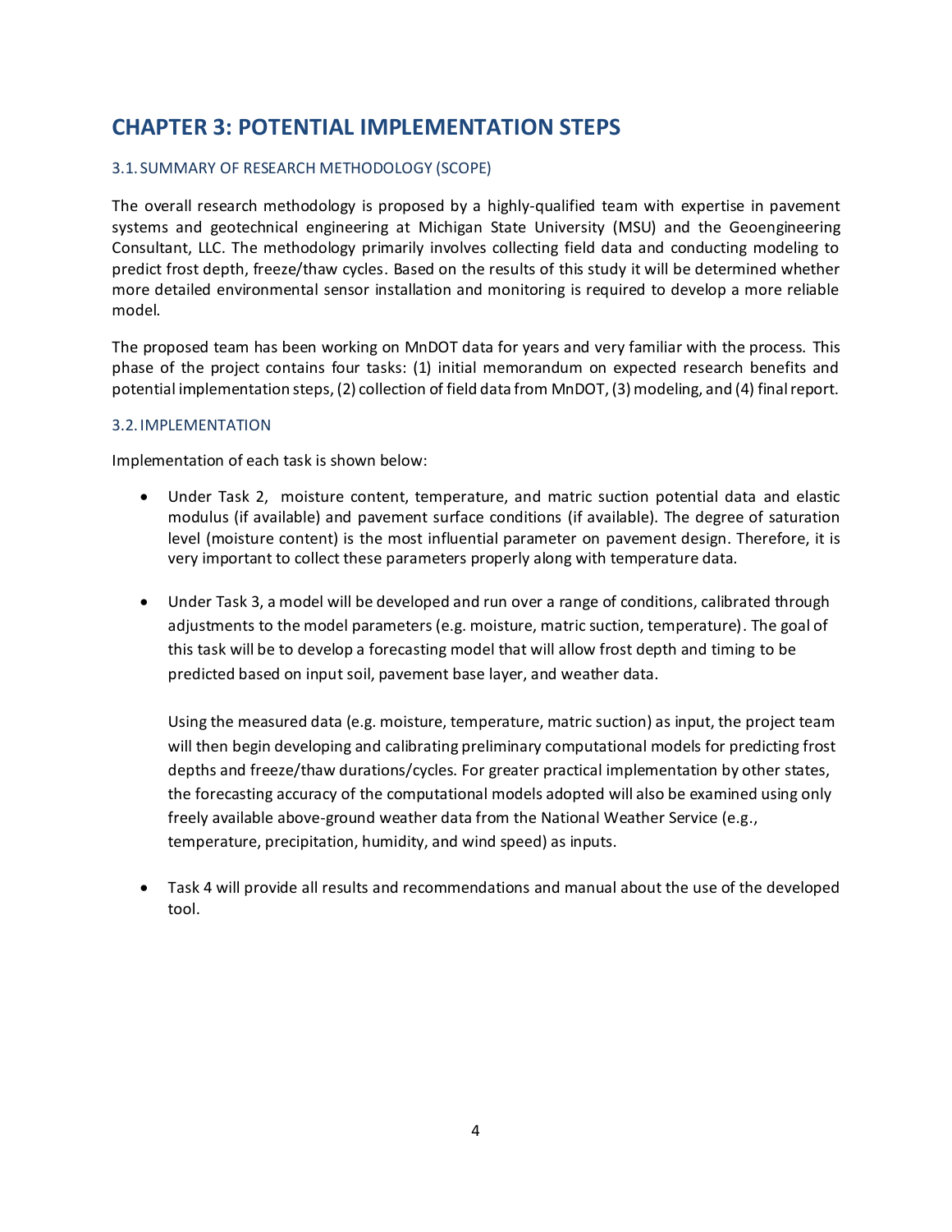# CHAPTER 3: POTENTIAL IMPLEMENTATION STEPS

## 3.1. SUMMARY OF RESEARCH METHODOLOGY (SCOPE)

The overall research methodology is proposed by a highly-qualified team with expertise in pavement systems and geotechnical engineering at Michigan State University (MSU) and the Geoengineering Consultant, LLC. The methodology primarily involves collecting field data and conducting modeling to predict frost depth, freeze/thaw cycles. Based on the results of this study it will be determined whether more detailed environmental sensor installation and monitoring is required to develop a more reliable model.

The proposed team has been working on MnDOT data for years and very familiar with the process. This phase of the project contains four tasks: (1) initial memorandum on expected research benefits and potential implementation steps, (2) collection of field data from MnDOT, (3) modeling, and (4) final report.

## 3.2. IMPLEMENTATION

Implementation of each task is shown below:

- Under Task 2, moisture content, temperature, and matric suction potential data and elastic modulus (if available) and pavement surface conditions (if available). The degree of saturation level (moisture content) is the most influential parameter on pavement design. Therefore, it is very important to collect these parameters properly along with temperature data.

- Under Task 3, a model will be developed and run over a range of conditions, calibrated through adjustments to the model parameters (e.g. moisture, matric suction, temperature). The goal of this task will be to develop a forecasting model that will allow frost depth and timing to be predicted based on input soil, pavement base layer, and weather data.

  Using the measured data (e.g. moisture, temperature, matric suction) as input, the project team will then begin developing and calibrating preliminary computational models for predicting frost depths and freeze/thaw durations/cycles. For greater practical implementation by other states, the forecasting accuracy of the computational models adopted will also be examined using only freely available above-ground weather data from the National Weather Service (e.g., temperature, precipitation, humidity, and wind speed) as inputs.

- Task 4 will provide all results and recommendations and manual about the use of the developed tool.